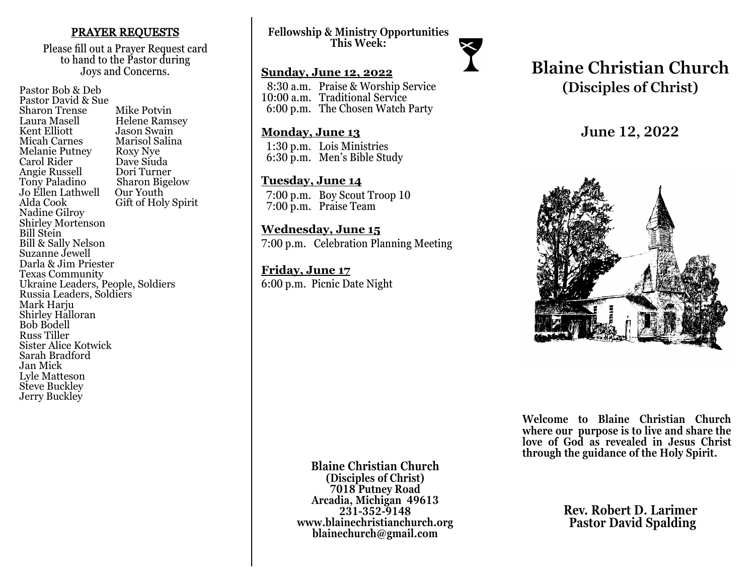## PRAYER REQUESTS

Please fill out a Prayer Request card to hand to the Pastor during Joys and Concerns.

Pastor Bob & Deb
Pastor David & Sue
Sharon Trense
Laura Masell
Kent Elliott
Micah Carnes
Melanie Putney
Carol Rider
Angie Russell
Tony Paladino
Jo Ellen Lathwell
Alda Cook
Nadine Gilroy
Shirley Mortenson
Bill Stein
Bill & Sally Nelson
Suzanne Jewell
Darla & Jim Priester
Texas Community
Ukraine Leaders, People, Soldiers
Russia Leaders, Soldiers
Mark Harju
Shirley Halloran
Bob Bodell
Russ Tiller
Sister Alice Kotwick
Sarah Bradford
Jan Mick
Lyle Matteson
Steve Buckley
Jerry Buckley
Mike Potvin
Helene Ramsey
Jason Swain
Marisol Salina
Roxy Nye
Dave Siuda
Dori Turner
Sharon Bigelow
Our Youth
Gift of Holy Spirit

**Fellowship & Ministry Opportunities This Week:**

**Sunday, June 12, 2022**

8:30 a.m. Praise & Worship Service
10:00 a.m. Traditional Service
6:00 p.m. The Chosen Watch Party

**Monday, June 13**

1:30 p.m. Lois Ministries
6:30 p.m. Men's Bible Study

**Tuesday, June 14**

7:00 p.m. Boy Scout Troop 10
7:00 p.m. Praise Team

**Wednesday, June 15**

7:00 p.m. Celebration Planning Meeting

**Friday, June 17**

6:00 p.m. Picnic Date Night

**Blaine Christian Church**
**(Disciples of Christ)**
**7018 Putney Road**
**Arcadia, Michigan 49613**
**231-352-9148**
**www.blainechristianchurch.org**
**blainechurch@gmail.com**

# Blaine Christian Church
## (Disciples of Christ)

## June 12, 2022

**Welcome to Blaine Christian Church where our purpose is to live and share the love of God as revealed in Jesus Christ through the guidance of the Holy Spirit.**

**Rev. Robert D. Larimer**
**Pastor David Spalding**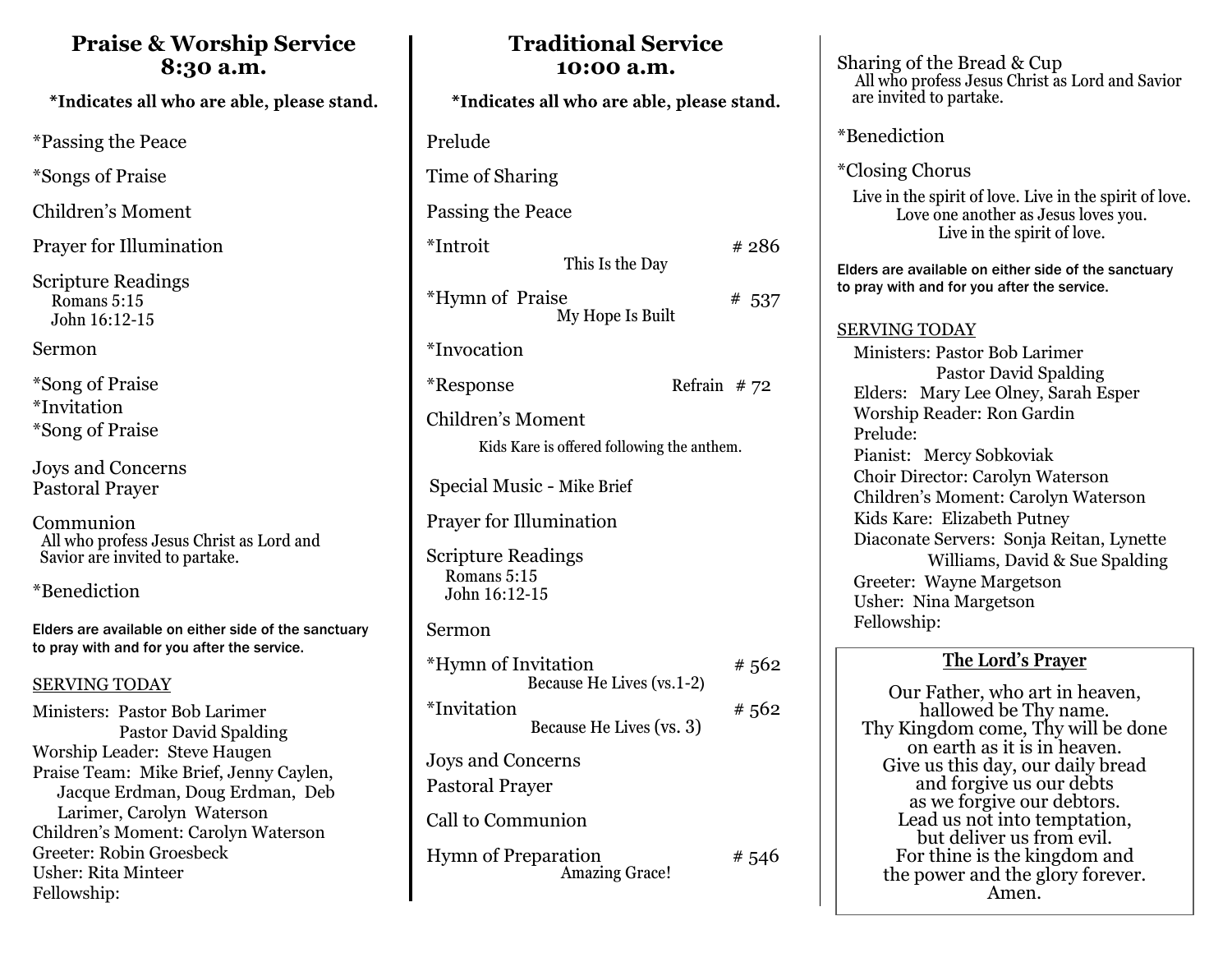## Praise & Worship Service
## 8:30 a.m.

**\*Indicates all who are able, please stand.**

*Passing the Peace

*Songs of Praise

Children's Moment

Prayer for Illumination

Scripture Readings
Romans 5:15
John 16:12-15

Sermon

*Song of Praise
*Invitation
*Song of Praise

Joys and Concerns
Pastoral Prayer

Communion
All who profess Jesus Christ as Lord and Savior are invited to partake.

*Benediction

Elders are available on either side of the sanctuary to pray with and for you after the service.

SERVING TODAY

Ministers: Pastor Bob Larimer
Pastor David Spalding
Worship Leader: Steve Haugen
Praise Team: Mike Brief, Jenny Caylen, Jacque Erdman, Doug Erdman, Deb Larimer, Carolyn Waterson
Children's Moment: Carolyn Waterson
Greeter: Robin Groesbeck
Usher: Rita Minteer
Fellowship:

## Traditional Service
## 10:00 a.m.

**\*Indicates all who are able, please stand.**

Prelude

Time of Sharing

Passing the Peace

*Introit # 286
This Is the Day

*Hymn of Praise # 537
My Hope Is Built

*Invocation

*Response Refrain # 72

Children's Moment
Kids Kare is offered following the anthem.

Special Music - Mike Brief

Prayer for Illumination

Scripture Readings
Romans 5:15
John 16:12-15

Sermon

*Hymn of Invitation # 562
Because He Lives (vs.1-2)

*Invitation # 562
Because He Lives (vs. 3)

Joys and Concerns

Pastoral Prayer

Call to Communion

Hymn of Preparation # 546
Amazing Grace!

Sharing of the Bread & Cup
All who profess Jesus Christ as Lord and Savior are invited to partake.

*Benediction

*Closing Chorus
Live in the spirit of love. Live in the spirit of love.
Love one another as Jesus loves you.
Live in the spirit of love.

Elders are available on either side of the sanctuary to pray with and for you after the service.

SERVING TODAY

Ministers: Pastor Bob Larimer
Pastor David Spalding
Elders: Mary Lee Olney, Sarah Esper
Worship Reader: Ron Gardin
Prelude:
Pianist: Mercy Sobkoviak
Choir Director: Carolyn Waterson
Children's Moment: Carolyn Waterson
Kids Kare: Elizabeth Putney
Diaconate Servers: Sonja Reitan, Lynette Williams, David & Sue Spalding
Greeter: Wayne Margetson
Usher: Nina Margetson
Fellowship:

**The Lord's Prayer**

Our Father, who art in heaven,
hallowed be Thy name.
Thy Kingdom come, Thy will be done
on earth as it is in heaven.
Give us this day, our daily bread
and forgive us our debts
as we forgive our debtors.
Lead us not into temptation,
but deliver us from evil.
For thine is the kingdom and
the power and the glory forever.
Amen.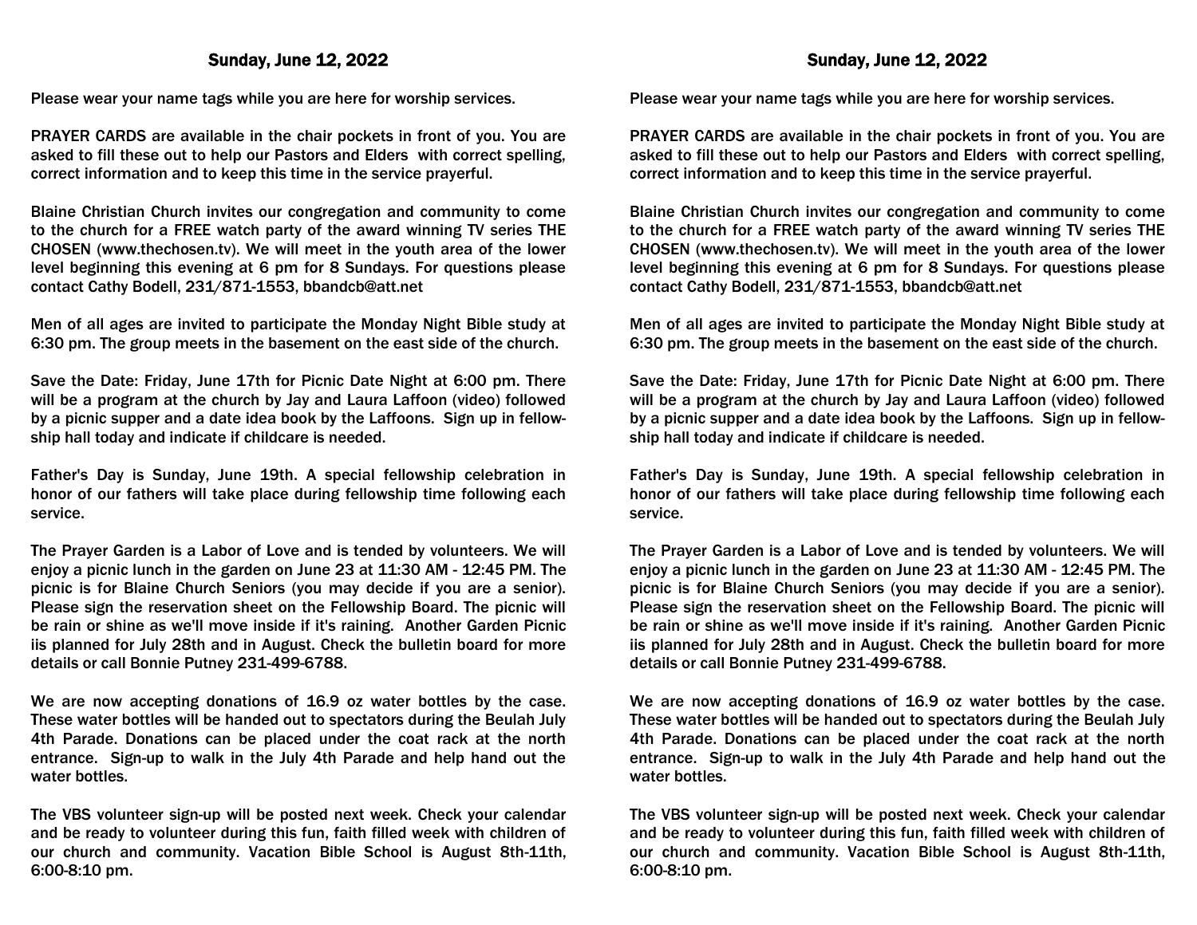## Sunday, June 12, 2022

Please wear your name tags while you are here for worship services.

PRAYER CARDS are available in the chair pockets in front of you. You are asked to fill these out to help our Pastors and Elders with correct spelling, correct information and to keep this time in the service prayerful.

Blaine Christian Church invites our congregation and community to come to the church for a FREE watch party of the award winning TV series THE CHOSEN (www.thechosen.tv). We will meet in the youth area of the lower level beginning this evening at 6 pm for 8 Sundays. For questions please contact Cathy Bodell, 231/871-1553, bbandcb@att.net

Men of all ages are invited to participate the Monday Night Bible study at 6:30 pm. The group meets in the basement on the east side of the church.

Save the Date: Friday, June 17th for Picnic Date Night at 6:00 pm. There will be a program at the church by Jay and Laura Laffoon (video) followed by a picnic supper and a date idea book by the Laffoons. Sign up in fellowship hall today and indicate if childcare is needed.

Father's Day is Sunday, June 19th. A special fellowship celebration in honor of our fathers will take place during fellowship time following each service.

The Prayer Garden is a Labor of Love and is tended by volunteers. We will enjoy a picnic lunch in the garden on June 23 at 11:30 AM - 12:45 PM. The picnic is for Blaine Church Seniors (you may decide if you are a senior). Please sign the reservation sheet on the Fellowship Board. The picnic will be rain or shine as we'll move inside if it's raining. Another Garden Picnic iis planned for July 28th and in August. Check the bulletin board for more details or call Bonnie Putney 231-499-6788.

We are now accepting donations of 16.9 oz water bottles by the case. These water bottles will be handed out to spectators during the Beulah July 4th Parade. Donations can be placed under the coat rack at the north entrance. Sign-up to walk in the July 4th Parade and help hand out the water bottles.

The VBS volunteer sign-up will be posted next week. Check your calendar and be ready to volunteer during this fun, faith filled week with children of our church and community. Vacation Bible School is August 8th-11th, 6:00-8:10 pm.

## Sunday, June 12, 2022

Please wear your name tags while you are here for worship services.

PRAYER CARDS are available in the chair pockets in front of you. You are asked to fill these out to help our Pastors and Elders with correct spelling, correct information and to keep this time in the service prayerful.

Blaine Christian Church invites our congregation and community to come to the church for a FREE watch party of the award winning TV series THE CHOSEN (www.thechosen.tv). We will meet in the youth area of the lower level beginning this evening at 6 pm for 8 Sundays. For questions please contact Cathy Bodell, 231/871-1553, bbandcb@att.net

Men of all ages are invited to participate the Monday Night Bible study at 6:30 pm. The group meets in the basement on the east side of the church.

Save the Date: Friday, June 17th for Picnic Date Night at 6:00 pm. There will be a program at the church by Jay and Laura Laffoon (video) followed by a picnic supper and a date idea book by the Laffoons. Sign up in fellowship hall today and indicate if childcare is needed.

Father's Day is Sunday, June 19th. A special fellowship celebration in honor of our fathers will take place during fellowship time following each service.

The Prayer Garden is a Labor of Love and is tended by volunteers. We will enjoy a picnic lunch in the garden on June 23 at 11:30 AM - 12:45 PM. The picnic is for Blaine Church Seniors (you may decide if you are a senior). Please sign the reservation sheet on the Fellowship Board. The picnic will be rain or shine as we'll move inside if it's raining. Another Garden Picnic iis planned for July 28th and in August. Check the bulletin board for more details or call Bonnie Putney 231-499-6788.

We are now accepting donations of 16.9 oz water bottles by the case. These water bottles will be handed out to spectators during the Beulah July 4th Parade. Donations can be placed under the coat rack at the north entrance. Sign-up to walk in the July 4th Parade and help hand out the water bottles.

The VBS volunteer sign-up will be posted next week. Check your calendar and be ready to volunteer during this fun, faith filled week with children of our church and community. Vacation Bible School is August 8th-11th, 6:00-8:10 pm.